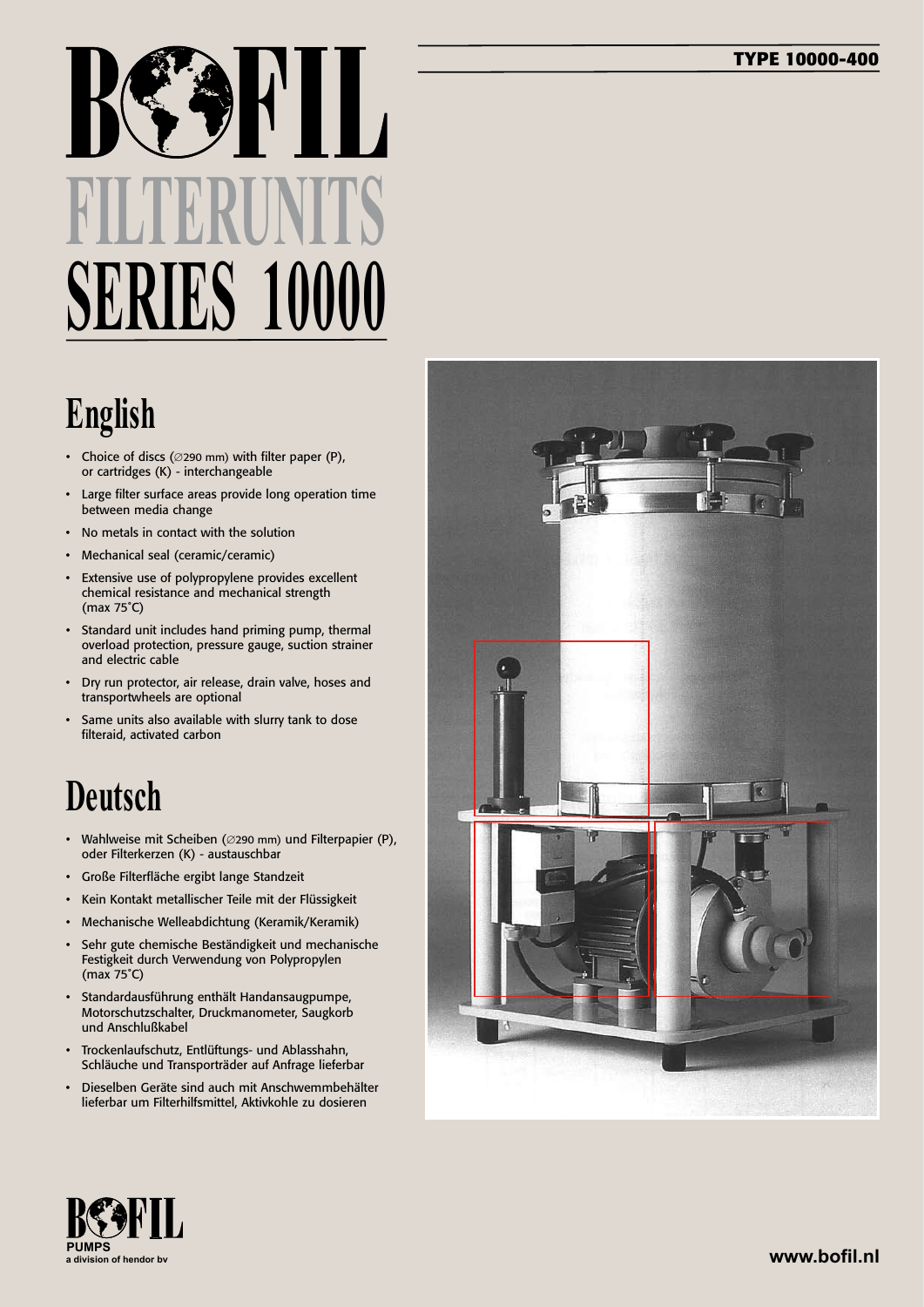**TYPE 10000-400**

# BOFIL FILTERUNITS SERIES 10000

## English

- Choice of discs (∅290 mm) with filter paper (P), or cartridges (K) - interchangeable
- Large filter surface areas provide long operation time between media change
- No metals in contact with the solution
- Mechanical seal (ceramic/ceramic)
- Extensive use of polypropylene provides excellent chemical resistance and mechanical strength (max 75˚C)
- Standard unit includes hand priming pump, thermal overload protection, pressure gauge, suction strainer and electric cable
- Dry run protector, air release, drain valve, hoses and transportwheels are optional
- Same units also available with slurry tank to dose filteraid, activated carbon

## Deutsch

- Wahlweise mit Scheiben (∅290 mm) und Filterpapier (P), oder Filterkerzen (K) - austauschbar
- Große Filterfläche ergibt lange Standzeit
- Kein Kontakt metallischer Teile mit der Flüssigkeit
- Mechanische Welleabdichtung (Keramik/Keramik)
- Sehr gute chemische Beständigkeit und mechanische Festigkeit durch Verwendung von Polypropylen (max 75˚C)
- Standardausführung enthält Handansaugpumpe, Motorschutzschalter, Druckmanometer, Saugkorb und Anschlußkabel
- Trockenlaufschutz, Entlüftungs- und Ablasshahn, Schläuche und Transporträder auf Anfrage lieferbar
- Dieselben Geräte sind auch mit Anschwemmbehälter lieferbar um Filterhilfsmittel, Aktivkohle zu dosieren

BOFIL PUMPS
a division of hendor bv

www.bofil.nl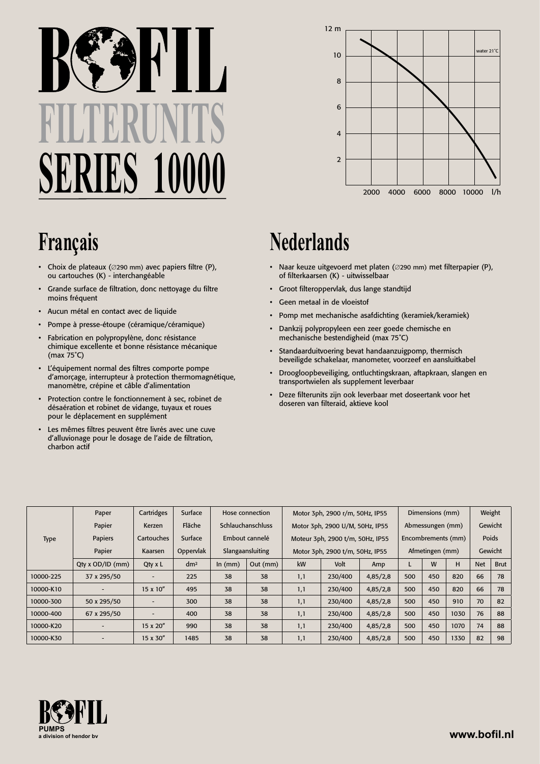# BOFIL FILTERUNITS SERIES 10000

12 m
10
8
6
4
2
2000 4000 6000 8000 10000 l/h
water 21˚C

## Français

- Choix de plateaux (∅290 mm) avec papiers filtre (P), ou cartouches (K) - interchangéable
- Grande surface de filtration, donc nettoyage du filtre moins fréquent
- Aucun métal en contact avec de liquide
- Pompe à presse-étoupe (céramique/céramique)
- Fabrication en polypropylène, donc résistance chimique excellente et bonne résistance mécanique (max 75˚C)
- L'équipement normal des filtres comporte pompe d'amorçage, interrupteur à protection thermomagnétique, manomètre, crépine et câble d'alimentation
- Protection contre le fonctionnement à sec, robinet de désaération et robinet de vidange, tuyaux et roues pour le déplacement en supplément
- Les mêmes filtres peuvent être livrés avec une cuve d'alluvionage pour le dosage de l'aide de filtration, charbon actif

## Nederlands

- Naar keuze uitgevoerd met platen (∅290 mm) met filterpapier (P), of filterkaarsen (K) - uitwisselbaar
- Groot filteroppervlak, dus lange standtijd
- Geen metaal in de vloeistof
- Pomp met mechanische asafdichting (keramiek/keramiek)
- Dankzij polypropyleen een zeer goede chemische en mechanische bestendigheid (max 75˚C)
- Standaarduitvoering bevat handaanzuigpomp, thermisch beveiligde schakelaar, manometer, voorzeef en aansluitkabel
- Droogloopbeveiliging, ontluchtingskraan, aftapkraan, slangen en transportwielen als supplement leverbaar
- Deze filterunits zijn ook leverbaar met doseertank voor het doseren van filteraid, aktieve kool

| Type | Paper / Papier / Papiers / Papier | Cartridges / Kerzen / Cartouches / Kaarsen | Surface / Fläche / Surface / Oppervlak | Hose connection / Schlauchanschluss / Embout cannelé / Slangaansluiting | | Motor 3ph, 2900 r/m, 50Hz, IP55 / Motor 3ph, 2900 U/M, 50Hz, IP55 / Moteur 3ph, 2900 t/m, 50Hz, IP55 / Motor 3ph, 2900 t/m, 50Hz, IP55 | | | Dimensions (mm) / Abmessungen (mm) / Encombrements (mm) / Afmetingen (mm) | | | Weight / Gewicht / Poids / Gewicht | |
|---|---|---|---|---|---|---|---|---|---|---|---|---|---|
| | Qty x OD/ID (mm) | Qty x L | dm² | In (mm) | Out (mm) | kW | Volt | Amp | L | W | H | Net | Brut |
| 10000-225 | 37 x 295/50 | - | 225 | 38 | 38 | 1,1 | 230/400 | 4,85/2,8 | 500 | 450 | 820 | 66 | 78 |
| 10000-K10 | - | 15 x 10″ | 495 | 38 | 38 | 1,1 | 230/400 | 4,85/2,8 | 500 | 450 | 820 | 66 | 78 |
| 10000-300 | 50 x 295/50 | - | 300 | 38 | 38 | 1,1 | 230/400 | 4,85/2,8 | 500 | 450 | 910 | 70 | 82 |
| 10000-400 | 67 x 295/50 | - | 400 | 38 | 38 | 1,1 | 230/400 | 4,85/2,8 | 500 | 450 | 1030 | 76 | 88 |
| 10000-K20 | - | 15 x 20″ | 990 | 38 | 38 | 1,1 | 230/400 | 4,85/2,8 | 500 | 450 | 1070 | 74 | 88 |
| 10000-K30 | - | 15 x 30″ | 1485 | 38 | 38 | 1,1 | 230/400 | 4,85/2,8 | 500 | 450 | 1330 | 82 | 98 |

BOFIL PUMPS
a division of hendor bv

www.bofil.nl